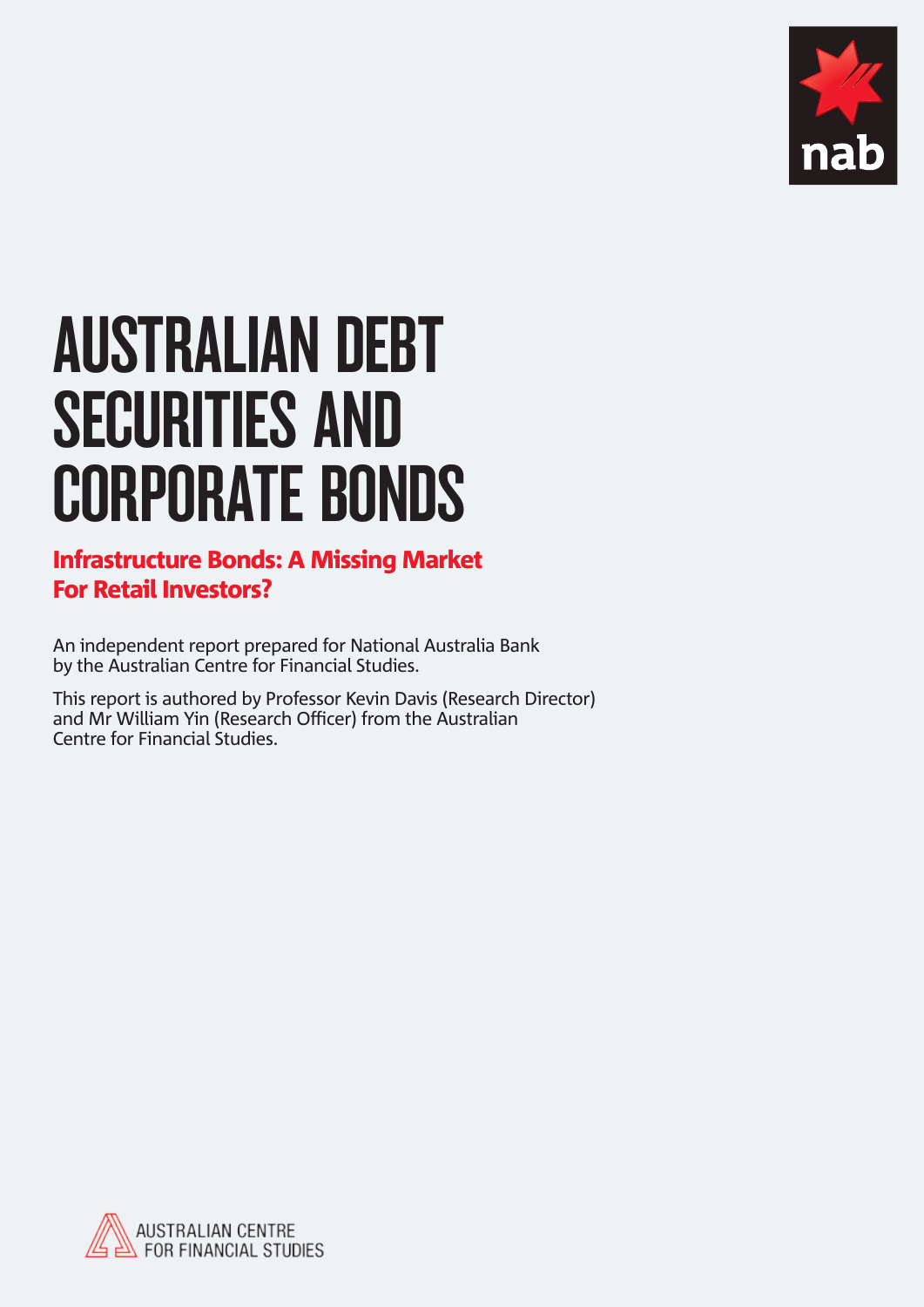nab

# AUSTRALIAN DEBT SECURITIES AND CORPORATE BONDS

## Infrastructure Bonds: A Missing Market For Retail Investors?

An independent report prepared for National Australia Bank by the Australian Centre for Financial Studies.

This report is authored by Professor Kevin Davis (Research Director) and Mr William Yin (Research Officer) from the Australian Centre for Financial Studies.

AUSTRALIAN CENTRE FOR FINANCIAL STUDIES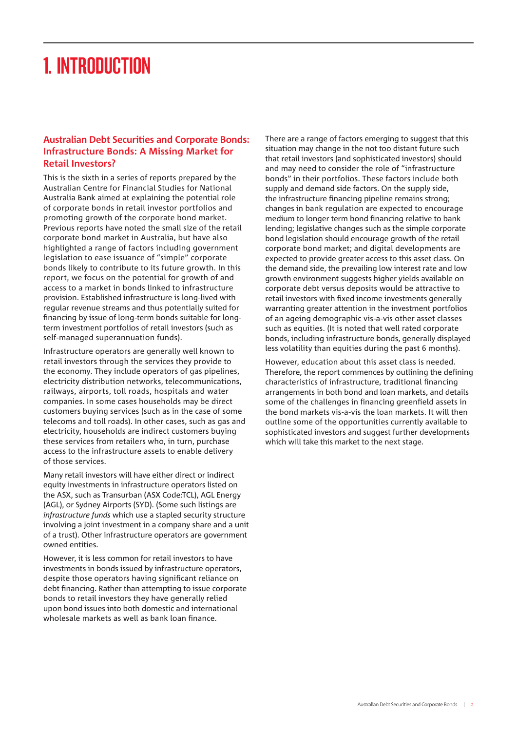# 1. INTRODUCTION

## Australian Debt Securities and Corporate Bonds: Infrastructure Bonds: A Missing Market for Retail Investors?

This is the sixth in a series of reports prepared by the Australian Centre for Financial Studies for National Australia Bank aimed at explaining the potential role of corporate bonds in retail investor portfolios and promoting growth of the corporate bond market. Previous reports have noted the small size of the retail corporate bond market in Australia, but have also highlighted a range of factors including government legislation to ease issuance of "simple" corporate bonds likely to contribute to its future growth. In this report, we focus on the potential for growth of and access to a market in bonds linked to infrastructure provision. Established infrastructure is long-lived with regular revenue streams and thus potentially suited for financing by issue of long-term bonds suitable for long-term investment portfolios of retail investors (such as self-managed superannuation funds).

Infrastructure operators are generally well known to retail investors through the services they provide to the economy. They include operators of gas pipelines, electricity distribution networks, telecommunications, railways, airports, toll roads, hospitals and water companies. In some cases households may be direct customers buying services (such as in the case of some telecoms and toll roads). In other cases, such as gas and electricity, households are indirect customers buying these services from retailers who, in turn, purchase access to the infrastructure assets to enable delivery of those services.

Many retail investors will have either direct or indirect equity investments in infrastructure operators listed on the ASX, such as Transurban (ASX Code:TCL), AGL Energy (AGL), or Sydney Airports (SYD). (Some such listings are *infrastructure funds* which use a stapled security structure involving a joint investment in a company share and a unit of a trust). Other infrastructure operators are government owned entities.

However, it is less common for retail investors to have investments in bonds issued by infrastructure operators, despite those operators having significant reliance on debt financing. Rather than attempting to issue corporate bonds to retail investors they have generally relied upon bond issues into both domestic and international wholesale markets as well as bank loan finance.

There are a range of factors emerging to suggest that this situation may change in the not too distant future such that retail investors (and sophisticated investors) should and may need to consider the role of "infrastructure bonds" in their portfolios. These factors include both supply and demand side factors. On the supply side, the infrastructure financing pipeline remains strong; changes in bank regulation are expected to encourage medium to longer term bond financing relative to bank lending; legislative changes such as the simple corporate bond legislation should encourage growth of the retail corporate bond market; and digital developments are expected to provide greater access to this asset class. On the demand side, the prevailing low interest rate and low growth environment suggests higher yields available on corporate debt versus deposits would be attractive to retail investors with fixed income investments generally warranting greater attention in the investment portfolios of an ageing demographic vis-a-vis other asset classes such as equities. (It is noted that well rated corporate bonds, including infrastructure bonds, generally displayed less volatility than equities during the past 6 months).

However, education about this asset class is needed. Therefore, the report commences by outlining the defining characteristics of infrastructure, traditional financing arrangements in both bond and loan markets, and details some of the challenges in financing greenfield assets in the bond markets vis-a-vis the loan markets. It will then outline some of the opportunities currently available to sophisticated investors and suggest further developments which will take this market to the next stage.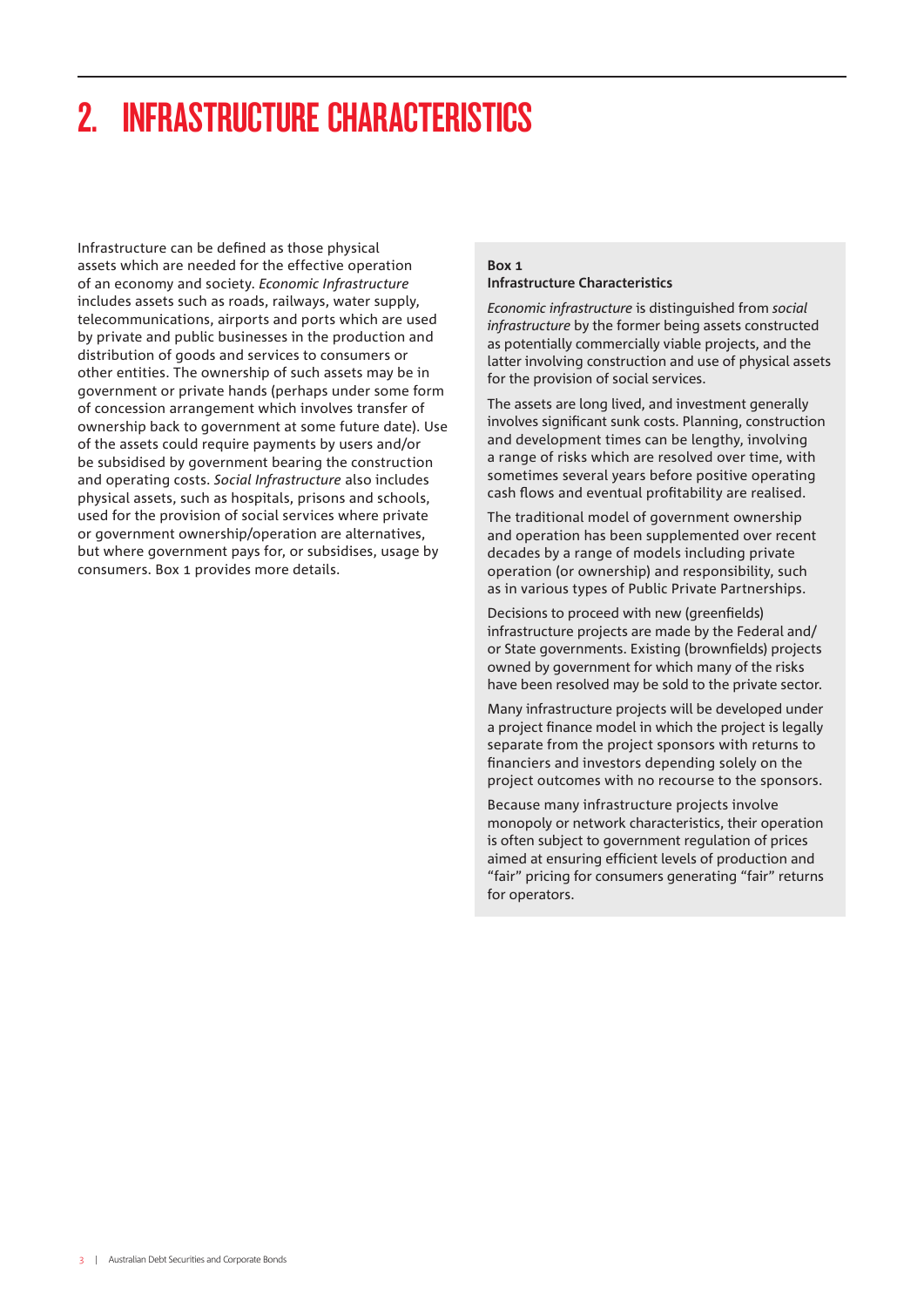# 2. INFRASTRUCTURE CHARACTERISTICS

Infrastructure can be defined as those physical assets which are needed for the effective operation of an economy and society. *Economic Infrastructure* includes assets such as roads, railways, water supply, telecommunications, airports and ports which are used by private and public businesses in the production and distribution of goods and services to consumers or other entities. The ownership of such assets may be in government or private hands (perhaps under some form of concession arrangement which involves transfer of ownership back to government at some future date). Use of the assets could require payments by users and/or be subsidised by government bearing the construction and operating costs. *Social Infrastructure* also includes physical assets, such as hospitals, prisons and schools, used for the provision of social services where private or government ownership/operation are alternatives, but where government pays for, or subsidises, usage by consumers. Box 1 provides more details.

**Box 1**
**Infrastructure Characteristics**

*Economic infrastructure* is distinguished from *social infrastructure* by the former being assets constructed as potentially commercially viable projects, and the latter involving construction and use of physical assets for the provision of social services.

The assets are long lived, and investment generally involves significant sunk costs. Planning, construction and development times can be lengthy, involving a range of risks which are resolved over time, with sometimes several years before positive operating cash flows and eventual profitability are realised.

The traditional model of government ownership and operation has been supplemented over recent decades by a range of models including private operation (or ownership) and responsibility, such as in various types of Public Private Partnerships.

Decisions to proceed with new (greenfields) infrastructure projects are made by the Federal and/or State governments. Existing (brownfields) projects owned by government for which many of the risks have been resolved may be sold to the private sector.

Many infrastructure projects will be developed under a project finance model in which the project is legally separate from the project sponsors with returns to financiers and investors depending solely on the project outcomes with no recourse to the sponsors.

Because many infrastructure projects involve monopoly or network characteristics, their operation is often subject to government regulation of prices aimed at ensuring efficient levels of production and "fair" pricing for consumers generating "fair" returns for operators.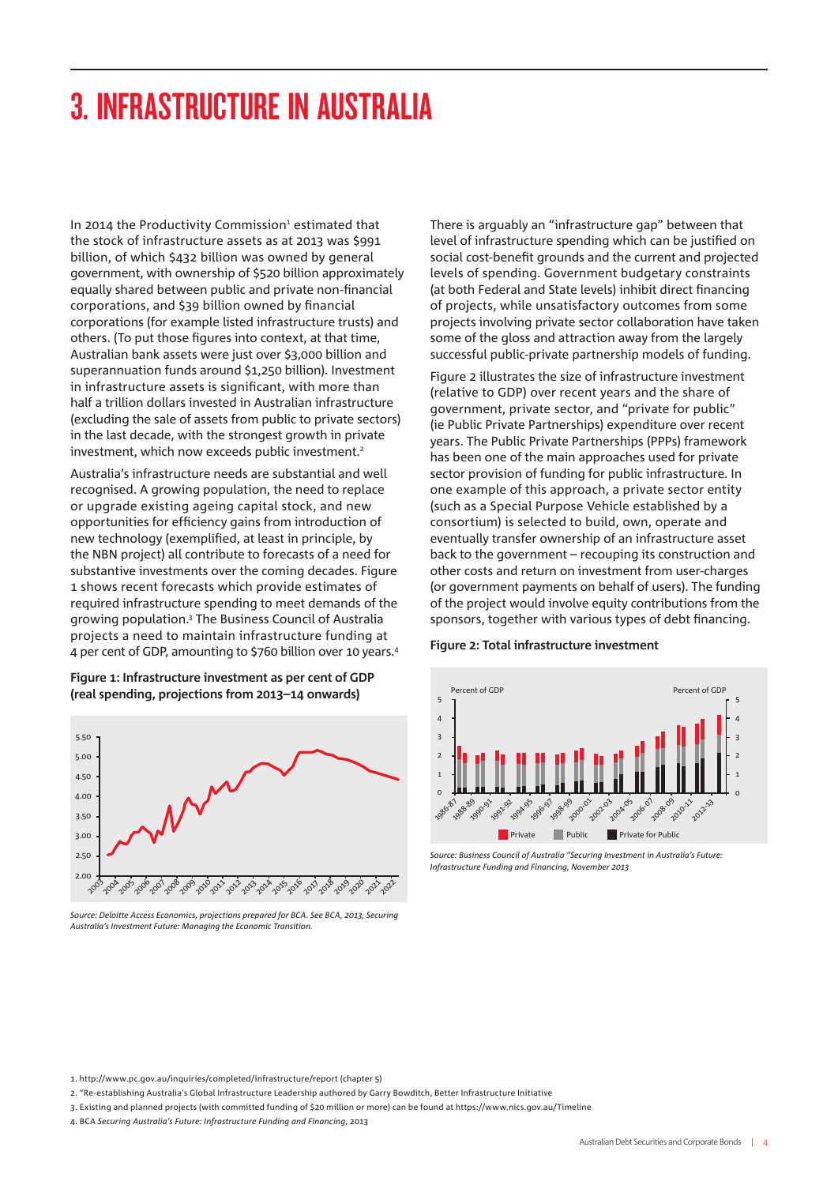# 3. INFRASTRUCTURE IN AUSTRALIA

In 2014 the Productivity Commission[1] estimated that the stock of infrastructure assets as at 2013 was $991 billion, of which $432 billion was owned by general government, with ownership of $520 billion approximately equally shared between public and private non-financial corporations, and $39 billion owned by financial corporations (for example listed infrastructure trusts) and others. (To put those figures into context, at that time, Australian bank assets were just over $3,000 billion and superannuation funds around $1,250 billion). Investment in infrastructure assets is significant, with more than half a trillion dollars invested in Australian infrastructure (excluding the sale of assets from public to private sectors) in the last decade, with the strongest growth in private investment, which now exceeds public investment.[2]

Australia's infrastructure needs are substantial and well recognised. A growing population, the need to replace or upgrade existing ageing capital stock, and new opportunities for efficiency gains from introduction of new technology (exemplified, at least in principle, by the NBN project) all contribute to forecasts of a need for substantive investments over the coming decades. Figure 1 shows recent forecasts which provide estimates of required infrastructure spending to meet demands of the growing population.[3] The Business Council of Australia projects a need to maintain infrastructure funding at 4 per cent of GDP, amounting to $760 billion over 10 years.[4]

**Figure 1: Infrastructure investment as per cent of GDP (real spending, projections from 2013–14 onwards)**

*Source: Deloitte Access Economics, projections prepared for BCA. See BCA, 2013, Securing Australia's Investment Future: Managing the Economic Transition.*

There is arguably an "infrastructure gap" between that level of infrastructure spending which can be justified on social cost-benefit grounds and the current and projected levels of spending. Government budgetary constraints (at both Federal and State levels) inhibit direct financing of projects, while unsatisfactory outcomes from some projects involving private sector collaboration have taken some of the gloss and attraction away from the largely successful public-private partnership models of funding.

Figure 2 illustrates the size of infrastructure investment (relative to GDP) over recent years and the share of government, private sector, and "private for public" (ie Public Private Partnerships) expenditure over recent years. The Public Private Partnerships (PPPs) framework has been one of the main approaches used for private sector provision of funding for public infrastructure. In one example of this approach, a private sector entity (such as a Special Purpose Vehicle established by a consortium) is selected to build, own, operate and eventually transfer ownership of an infrastructure asset back to the government – recouping its construction and other costs and return on investment from user-charges (or government payments on behalf of users). The funding of the project would involve equity contributions from the sponsors, together with various types of debt financing.

**Figure 2: Total infrastructure investment**

*Source: Business Council of Australia "Securing Investment in Australia's Future: Infrastructure Funding and Financing, November 2013*

1. http://www.pc.gov.au/inquiries/completed/infrastructure/report (chapter 5)
2. "Re-establishing Australia's Global Infrastructure Leadership authored by Garry Bowditch, Better Infrastructure Initiative
3. Existing and planned projects (with committed funding of $20 million or more) can be found at https://www.nics.gov.au/Timeline
4. BCA *Securing Australia's Future: Infrastructure Funding and Financing*, 2013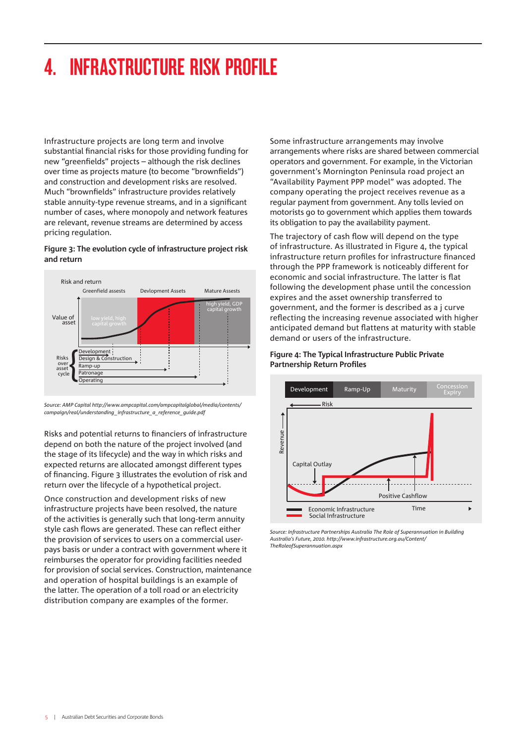# 4. INFRASTRUCTURE RISK PROFILE

Infrastructure projects are long term and involve substantial financial risks for those providing funding for new "greenfields" projects – although the risk declines over time as projects mature (to become "brownfields") and construction and development risks are resolved. Much "brownfields" infrastructure provides relatively stable annuity-type revenue streams, and in a significant number of cases, where monopoly and network features are relevant, revenue streams are determined by access pricing regulation.

**Figure 3: The evolution cycle of infrastructure project risk and return**

Risk and return

Greenfield assests | Devlopment Assets | Mature Assests

Value of asset

low yield, high capital growth

high yield, GDP capital growth

Risks over asset cycle: Development; Design & Construction; Ramp-up; Patronage; Operating

*Source: AMP Capital http://www.ampcapital.com/ampcapitalglobal/media/contents/campaign/real/understanding_infrastructure_a_reference_guide.pdf*

Risks and potential returns to financiers of infrastructure depend on both the nature of the project involved (and the stage of its lifecycle) and the way in which risks and expected returns are allocated amongst different types of financing. Figure 3 illustrates the evolution of risk and return over the lifecycle of a hypothetical project.

Once construction and development risks of new infrastructure projects have been resolved, the nature of the activities is generally such that long-term annuity style cash flows are generated. These can reflect either the provision of services to users on a commercial user-pays basis or under a contract with government where it reimburses the operator for providing facilities needed for provision of social services. Construction, maintenance and operation of hospital buildings is an example of the latter. The operation of a toll road or an electricity distribution company are examples of the former.

Some infrastructure arrangements may involve arrangements where risks are shared between commercial operators and government. For example, in the Victorian government's Mornington Peninsula road project an "Availability Payment PPP model" was adopted. The company operating the project receives revenue as a regular payment from government. Any tolls levied on motorists go to government which applies them towards its obligation to pay the availability payment.

The trajectory of cash flow will depend on the type of infrastructure. As illustrated in Figure 4, the typical infrastructure return profiles for infrastructure financed through the PPP framework is noticeably different for economic and social infrastructure. The latter is flat following the development phase until the concession expires and the asset ownership transferred to government, and the former is described as a j curve reflecting the increasing revenue associated with higher anticipated demand but flattens at maturity with stable demand or users of the infrastructure.

**Figure 4: The Typical Infrastructure Public Private Partnership Return Profiles**

Development | Ramp-Up | Maturity | Concession Expiry

Risk

Revenue

Capital Outlay

Positive Cashflow

Time

Economic Infrastructure

Social Infrastructure

*Source: Infrastructure Partnerships Australia The Role of Superannuation in Building Australia's Future, 2010. http://www.infrastructure.org.au/Content/TheRoleofSuperannuation.aspx*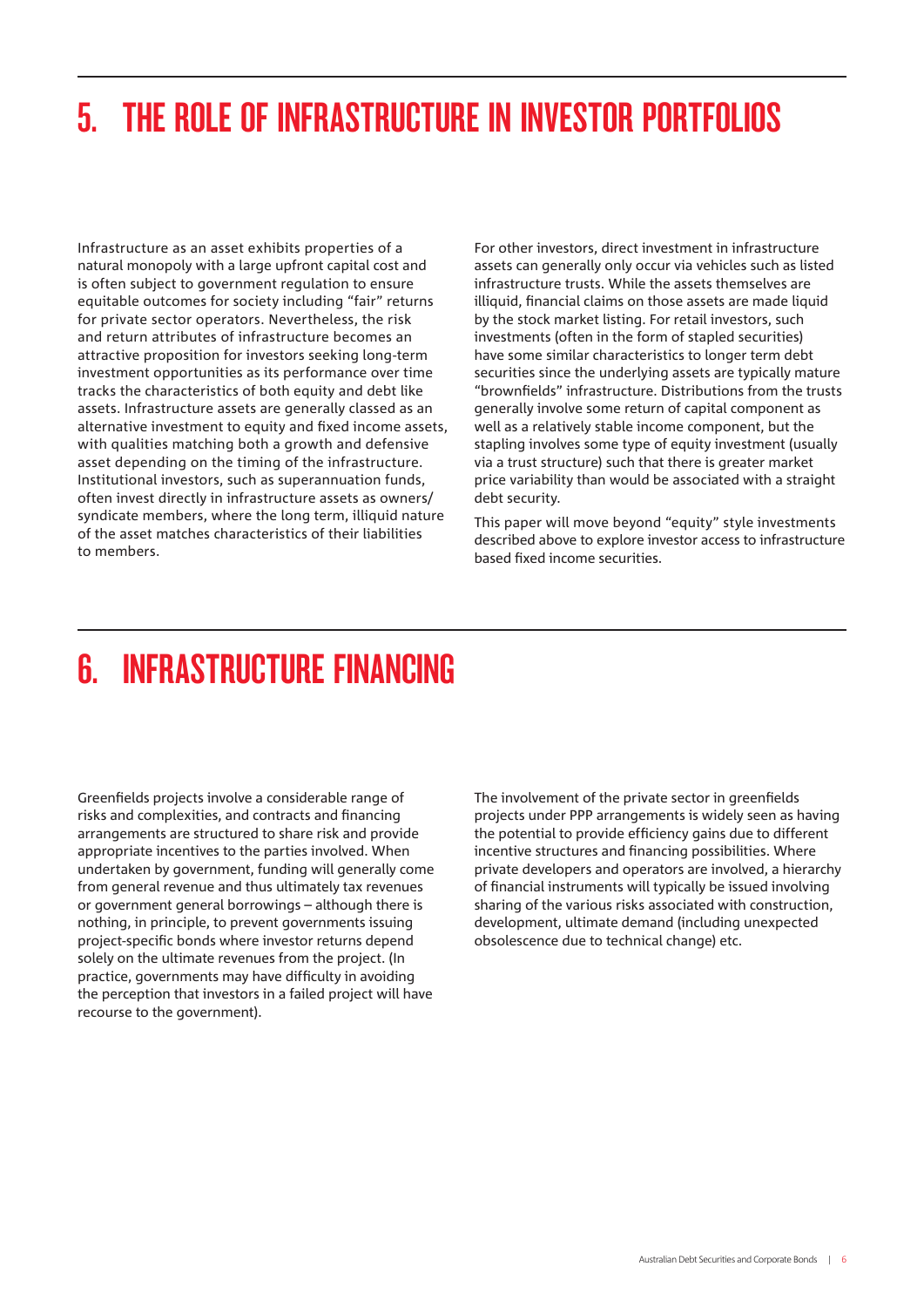# 5. THE ROLE OF INFRASTRUCTURE IN INVESTOR PORTFOLIOS

Infrastructure as an asset exhibits properties of a natural monopoly with a large upfront capital cost and is often subject to government regulation to ensure equitable outcomes for society including "fair" returns for private sector operators. Nevertheless, the risk and return attributes of infrastructure becomes an attractive proposition for investors seeking long-term investment opportunities as its performance over time tracks the characteristics of both equity and debt like assets. Infrastructure assets are generally classed as an alternative investment to equity and fixed income assets, with qualities matching both a growth and defensive asset depending on the timing of the infrastructure. Institutional investors, such as superannuation funds, often invest directly in infrastructure assets as owners/syndicate members, where the long term, illiquid nature of the asset matches characteristics of their liabilities to members.

For other investors, direct investment in infrastructure assets can generally only occur via vehicles such as listed infrastructure trusts. While the assets themselves are illiquid, financial claims on those assets are made liquid by the stock market listing. For retail investors, such investments (often in the form of stapled securities) have some similar characteristics to longer term debt securities since the underlying assets are typically mature "brownfields" infrastructure. Distributions from the trusts generally involve some return of capital component as well as a relatively stable income component, but the stapling involves some type of equity investment (usually via a trust structure) such that there is greater market price variability than would be associated with a straight debt security.

This paper will move beyond "equity" style investments described above to explore investor access to infrastructure based fixed income securities.

# 6. INFRASTRUCTURE FINANCING

Greenfields projects involve a considerable range of risks and complexities, and contracts and financing arrangements are structured to share risk and provide appropriate incentives to the parties involved. When undertaken by government, funding will generally come from general revenue and thus ultimately tax revenues or government general borrowings – although there is nothing, in principle, to prevent governments issuing project-specific bonds where investor returns depend solely on the ultimate revenues from the project. (In practice, governments may have difficulty in avoiding the perception that investors in a failed project will have recourse to the government).

The involvement of the private sector in greenfields projects under PPP arrangements is widely seen as having the potential to provide efficiency gains due to different incentive structures and financing possibilities. Where private developers and operators are involved, a hierarchy of financial instruments will typically be issued involving sharing of the various risks associated with construction, development, ultimate demand (including unexpected obsolescence due to technical change) etc.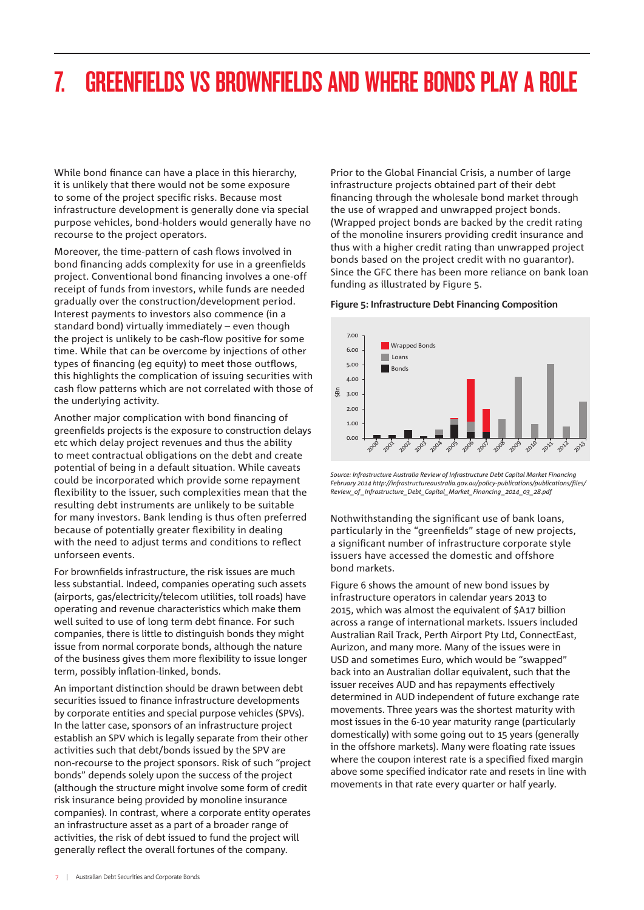# 7. GREENFIELDS VS BROWNFIELDS AND WHERE BONDS PLAY A ROLE

While bond finance can have a place in this hierarchy, it is unlikely that there would not be some exposure to some of the project specific risks. Because most infrastructure development is generally done via special purpose vehicles, bond-holders would generally have no recourse to the project operators.

Moreover, the time-pattern of cash flows involved in bond financing adds complexity for use in a greenfields project. Conventional bond financing involves a one-off receipt of funds from investors, while funds are needed gradually over the construction/development period. Interest payments to investors also commence (in a standard bond) virtually immediately – even though the project is unlikely to be cash-flow positive for some time. While that can be overcome by injections of other types of financing (eg equity) to meet those outflows, this highlights the complication of issuing securities with cash flow patterns which are not correlated with those of the underlying activity.

Another major complication with bond financing of greenfields projects is the exposure to construction delays etc which delay project revenues and thus the ability to meet contractual obligations on the debt and create potential of being in a default situation. While caveats could be incorporated which provide some repayment flexibility to the issuer, such complexities mean that the resulting debt instruments are unlikely to be suitable for many investors. Bank lending is thus often preferred because of potentially greater flexibility in dealing with the need to adjust terms and conditions to reflect unforseen events.

For brownfields infrastructure, the risk issues are much less substantial. Indeed, companies operating such assets (airports, gas/electricity/telecom utilities, toll roads) have operating and revenue characteristics which make them well suited to use of long term debt finance. For such companies, there is little to distinguish bonds they might issue from normal corporate bonds, although the nature of the business gives them more flexibility to issue longer term, possibly inflation-linked, bonds.

An important distinction should be drawn between debt securities issued to finance infrastructure developments by corporate entities and special purpose vehicles (SPVs). In the latter case, sponsors of an infrastructure project establish an SPV which is legally separate from their other activities such that debt/bonds issued by the SPV are non-recourse to the project sponsors. Risk of such "project bonds" depends solely upon the success of the project (although the structure might involve some form of credit risk insurance being provided by monoline insurance companies). In contrast, where a corporate entity operates an infrastructure asset as a part of a broader range of activities, the risk of debt issued to fund the project will generally reflect the overall fortunes of the company.

Prior to the Global Financial Crisis, a number of large infrastructure projects obtained part of their debt financing through the wholesale bond market through the use of wrapped and unwrapped project bonds. (Wrapped project bonds are backed by the credit rating of the monoline insurers providing credit insurance and thus with a higher credit rating than unwrapped project bonds based on the project credit with no guarantor). Since the GFC there has been more reliance on bank loan funding as illustrated by Figure 5.

**Figure 5: Infrastructure Debt Financing Composition**

*Source: Infrastructure Australia Review of Infrastructure Debt Capital Market Financing February 2014 http://infrastructureaustralia.gov.au/policy-publications/publications/files/Review_of_Infrastructure_Debt_Capital_Market_Financing_2014_03_28.pdf*

Nothwithstanding the significant use of bank loans, particularly in the "greenfields" stage of new projects, a significant number of infrastructure corporate style issuers have accessed the domestic and offshore bond markets.

Figure 6 shows the amount of new bond issues by infrastructure operators in calendar years 2013 to 2015, which was almost the equivalent of $A17 billion across a range of international markets. Issuers included Australian Rail Track, Perth Airport Pty Ltd, ConnectEast, Aurizon, and many more. Many of the issues were in USD and sometimes Euro, which would be "swapped" back into an Australian dollar equivalent, such that the issuer receives AUD and has repayments effectively determined in AUD independent of future exchange rate movements. Three years was the shortest maturity with most issues in the 6-10 year maturity range (particularly domestically) with some going out to 15 years (generally in the offshore markets). Many were floating rate issues where the coupon interest rate is a specified fixed margin above some specified indicator rate and resets in line with movements in that rate every quarter or half yearly.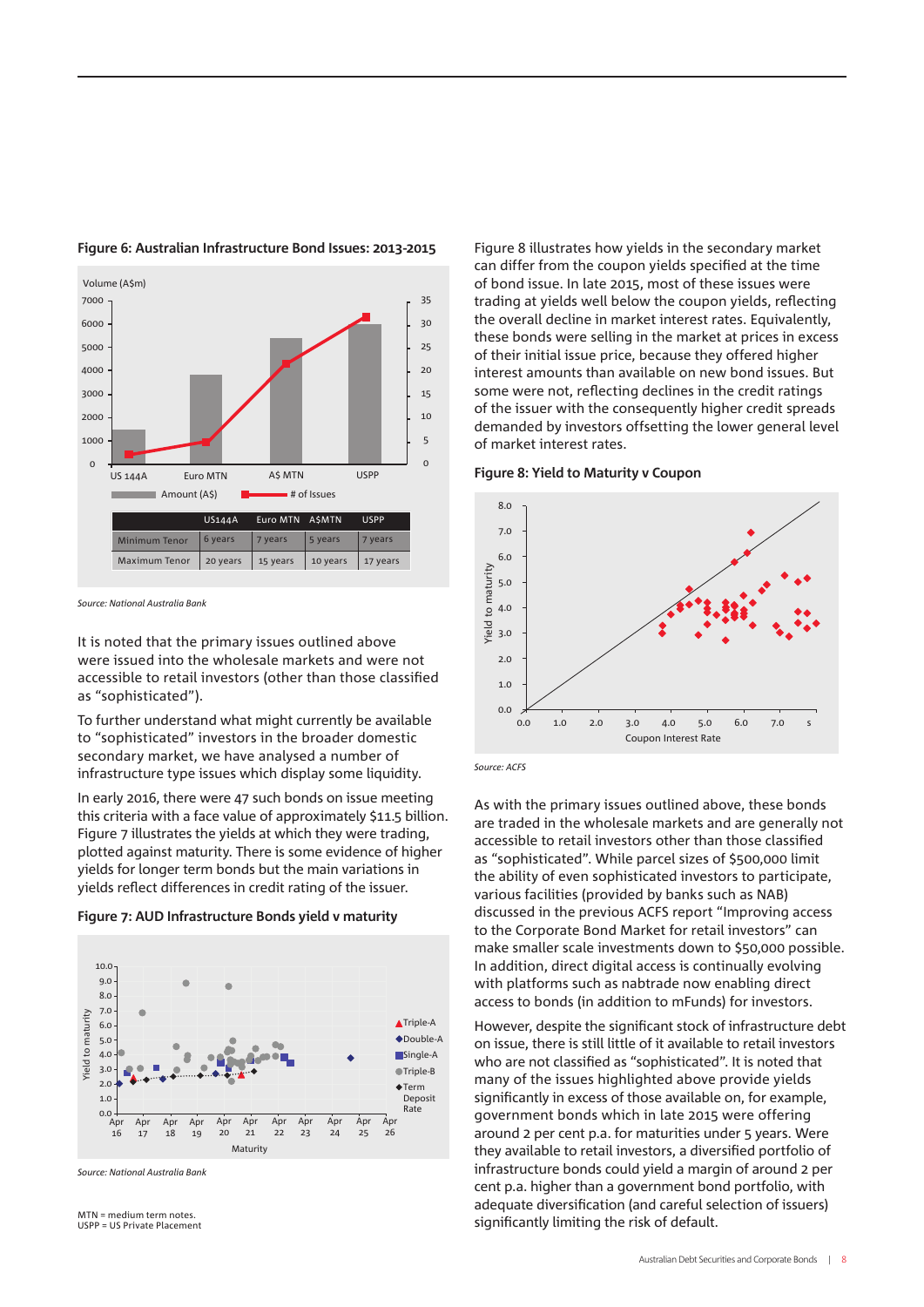**Figure 6: Australian Infrastructure Bond Issues: 2013-2015**

|  | US144A | Euro MTN | A$MTN | USPP |
|---|---|---|---|---|
| Minimum Tenor | 6 years | 7 years | 5 years | 7 years |
| Maximum Tenor | 20 years | 15 years | 10 years | 17 years |

*Source: National Australia Bank*

It is noted that the primary issues outlined above were issued into the wholesale markets and were not accessible to retail investors (other than those classified as "sophisticated").

To further understand what might currently be available to "sophisticated" investors in the broader domestic secondary market, we have analysed a number of infrastructure type issues which display some liquidity.

In early 2016, there were 47 such bonds on issue meeting this criteria with a face value of approximately $11.5 billion. Figure 7 illustrates the yields at which they were trading, plotted against maturity. There is some evidence of higher yields for longer term bonds but the main variations in yields reflect differences in credit rating of the issuer.

**Figure 7: AUD Infrastructure Bonds yield v maturity**

*Source: National Australia Bank*

MTN = medium term notes.
USPP = US Private Placement

Figure 8 illustrates how yields in the secondary market can differ from the coupon yields specified at the time of bond issue. In late 2015, most of these issues were trading at yields well below the coupon yields, reflecting the overall decline in market interest rates. Equivalently, these bonds were selling in the market at prices in excess of their initial issue price, because they offered higher interest amounts than available on new bond issues. But some were not, reflecting declines in the credit ratings of the issuer with the consequently higher credit spreads demanded by investors offsetting the lower general level of market interest rates.

**Figure 8: Yield to Maturity v Coupon**

*Source: ACFS*

As with the primary issues outlined above, these bonds are traded in the wholesale markets and are generally not accessible to retail investors other than those classified as "sophisticated". While parcel sizes of $500,000 limit the ability of even sophisticated investors to participate, various facilities (provided by banks such as NAB) discussed in the previous ACFS report "Improving access to the Corporate Bond Market for retail investors" can make smaller scale investments down to $50,000 possible. In addition, direct digital access is continually evolving with platforms such as nabtrade now enabling direct access to bonds (in addition to mFunds) for investors.

However, despite the significant stock of infrastructure debt on issue, there is still little of it available to retail investors who are not classified as "sophisticated". It is noted that many of the issues highlighted above provide yields significantly in excess of those available on, for example, government bonds which in late 2015 were offering around 2 per cent p.a. for maturities under 5 years. Were they available to retail investors, a diversified portfolio of infrastructure bonds could yield a margin of around 2 per cent p.a. higher than a government bond portfolio, with adequate diversification (and careful selection of issuers) significantly limiting the risk of default.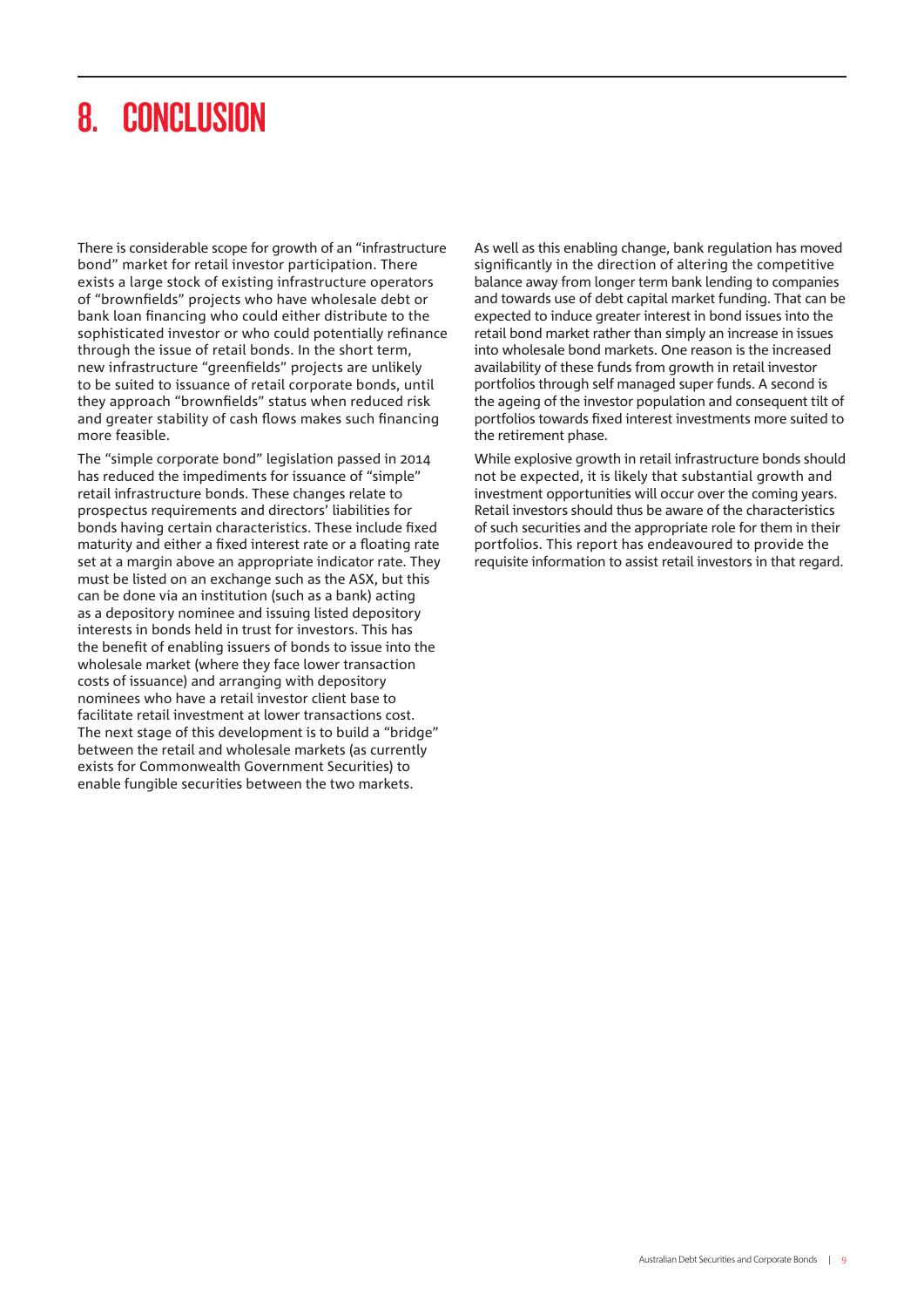# 8. CONCLUSION

There is considerable scope for growth of an "infrastructure bond" market for retail investor participation. There exists a large stock of existing infrastructure operators of "brownfields" projects who have wholesale debt or bank loan financing who could either distribute to the sophisticated investor or who could potentially refinance through the issue of retail bonds. In the short term, new infrastructure "greenfields" projects are unlikely to be suited to issuance of retail corporate bonds, until they approach "brownfields" status when reduced risk and greater stability of cash flows makes such financing more feasible.

The "simple corporate bond" legislation passed in 2014 has reduced the impediments for issuance of "simple" retail infrastructure bonds. These changes relate to prospectus requirements and directors' liabilities for bonds having certain characteristics. These include fixed maturity and either a fixed interest rate or a floating rate set at a margin above an appropriate indicator rate. They must be listed on an exchange such as the ASX, but this can be done via an institution (such as a bank) acting as a depository nominee and issuing listed depository interests in bonds held in trust for investors. This has the benefit of enabling issuers of bonds to issue into the wholesale market (where they face lower transaction costs of issuance) and arranging with depository nominees who have a retail investor client base to facilitate retail investment at lower transactions cost. The next stage of this development is to build a "bridge" between the retail and wholesale markets (as currently exists for Commonwealth Government Securities) to enable fungible securities between the two markets.

As well as this enabling change, bank regulation has moved significantly in the direction of altering the competitive balance away from longer term bank lending to companies and towards use of debt capital market funding. That can be expected to induce greater interest in bond issues into the retail bond market rather than simply an increase in issues into wholesale bond markets. One reason is the increased availability of these funds from growth in retail investor portfolios through self managed super funds. A second is the ageing of the investor population and consequent tilt of portfolios towards fixed interest investments more suited to the retirement phase.

While explosive growth in retail infrastructure bonds should not be expected, it is likely that substantial growth and investment opportunities will occur over the coming years. Retail investors should thus be aware of the characteristics of such securities and the appropriate role for them in their portfolios. This report has endeavoured to provide the requisite information to assist retail investors in that regard.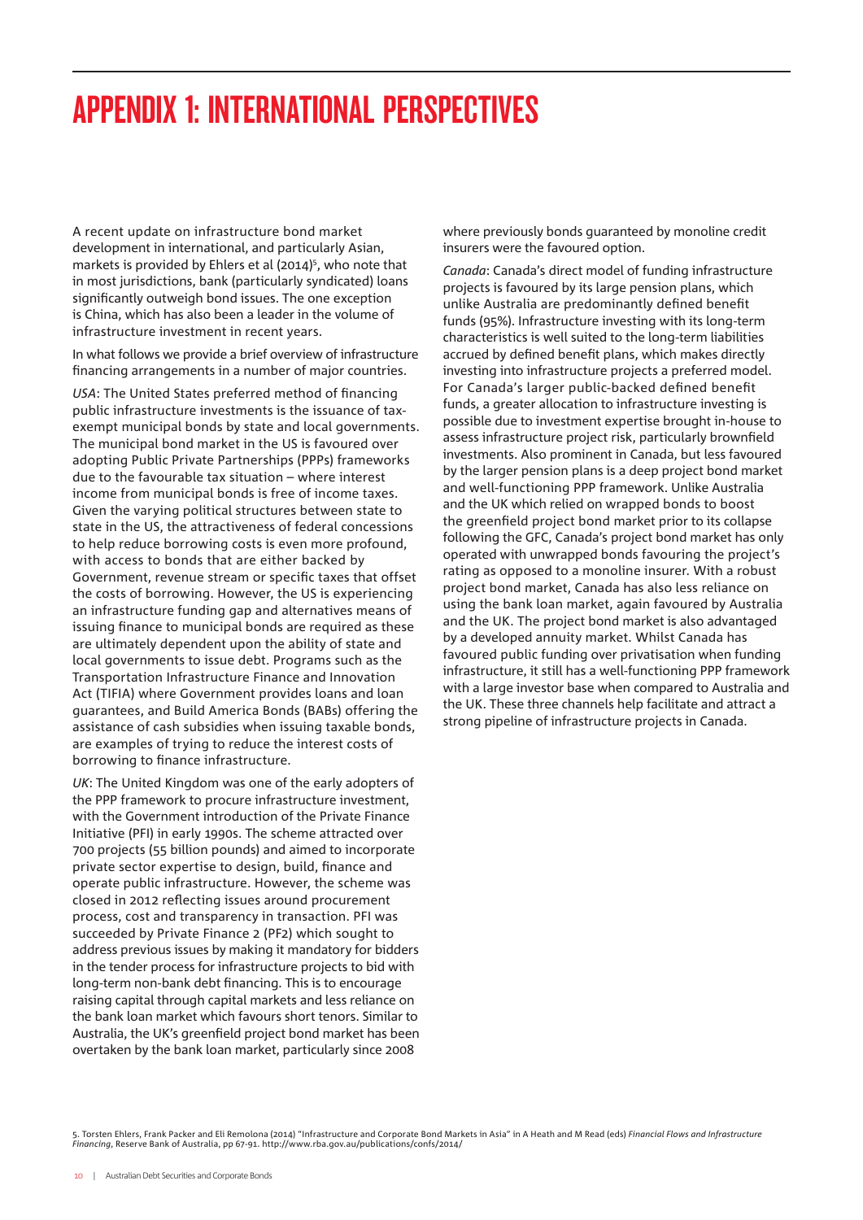# APPENDIX 1: INTERNATIONAL PERSPECTIVES

A recent update on infrastructure bond market development in international, and particularly Asian, markets is provided by Ehlers et al (2014)[5], who note that in most jurisdictions, bank (particularly syndicated) loans significantly outweigh bond issues. The one exception is China, which has also been a leader in the volume of infrastructure investment in recent years.

In what follows we provide a brief overview of infrastructure financing arrangements in a number of major countries.

*USA*: The United States preferred method of financing public infrastructure investments is the issuance of tax-exempt municipal bonds by state and local governments. The municipal bond market in the US is favoured over adopting Public Private Partnerships (PPPs) frameworks due to the favourable tax situation – where interest income from municipal bonds is free of income taxes. Given the varying political structures between state to state in the US, the attractiveness of federal concessions to help reduce borrowing costs is even more profound, with access to bonds that are either backed by Government, revenue stream or specific taxes that offset the costs of borrowing. However, the US is experiencing an infrastructure funding gap and alternatives means of issuing finance to municipal bonds are required as these are ultimately dependent upon the ability of state and local governments to issue debt. Programs such as the Transportation Infrastructure Finance and Innovation Act (TIFIA) where Government provides loans and loan guarantees, and Build America Bonds (BABs) offering the assistance of cash subsidies when issuing taxable bonds, are examples of trying to reduce the interest costs of borrowing to finance infrastructure.

*UK*: The United Kingdom was one of the early adopters of the PPP framework to procure infrastructure investment, with the Government introduction of the Private Finance Initiative (PFI) in early 1990s. The scheme attracted over 700 projects (55 billion pounds) and aimed to incorporate private sector expertise to design, build, finance and operate public infrastructure. However, the scheme was closed in 2012 reflecting issues around procurement process, cost and transparency in transaction. PFI was succeeded by Private Finance 2 (PF2) which sought to address previous issues by making it mandatory for bidders in the tender process for infrastructure projects to bid with long-term non-bank debt financing. This is to encourage raising capital through capital markets and less reliance on the bank loan market which favours short tenors. Similar to Australia, the UK's greenfield project bond market has been overtaken by the bank loan market, particularly since 2008 where previously bonds guaranteed by monoline credit insurers were the favoured option.

*Canada*: Canada's direct model of funding infrastructure projects is favoured by its large pension plans, which unlike Australia are predominantly defined benefit funds (95%). Infrastructure investing with its long-term characteristics is well suited to the long-term liabilities accrued by defined benefit plans, which makes directly investing into infrastructure projects a preferred model. For Canada's larger public-backed defined benefit funds, a greater allocation to infrastructure investing is possible due to investment expertise brought in-house to assess infrastructure project risk, particularly brownfield investments. Also prominent in Canada, but less favoured by the larger pension plans is a deep project bond market and well-functioning PPP framework. Unlike Australia and the UK which relied on wrapped bonds to boost the greenfield project bond market prior to its collapse following the GFC, Canada's project bond market has only operated with unwrapped bonds favouring the project's rating as opposed to a monoline insurer. With a robust project bond market, Canada has also less reliance on using the bank loan market, again favoured by Australia and the UK. The project bond market is also advantaged by a developed annuity market. Whilst Canada has favoured public funding over privatisation when funding infrastructure, it still has a well-functioning PPP framework with a large investor base when compared to Australia and the UK. These three channels help facilitate and attract a strong pipeline of infrastructure projects in Canada.

5. Torsten Ehlers, Frank Packer and Eli Remolona (2014) "Infrastructure and Corporate Bond Markets in Asia" in A Heath and M Read (eds) *Financial Flows and Infrastructure Financing*, Reserve Bank of Australia, pp 67-91. http://www.rba.gov.au/publications/confs/2014/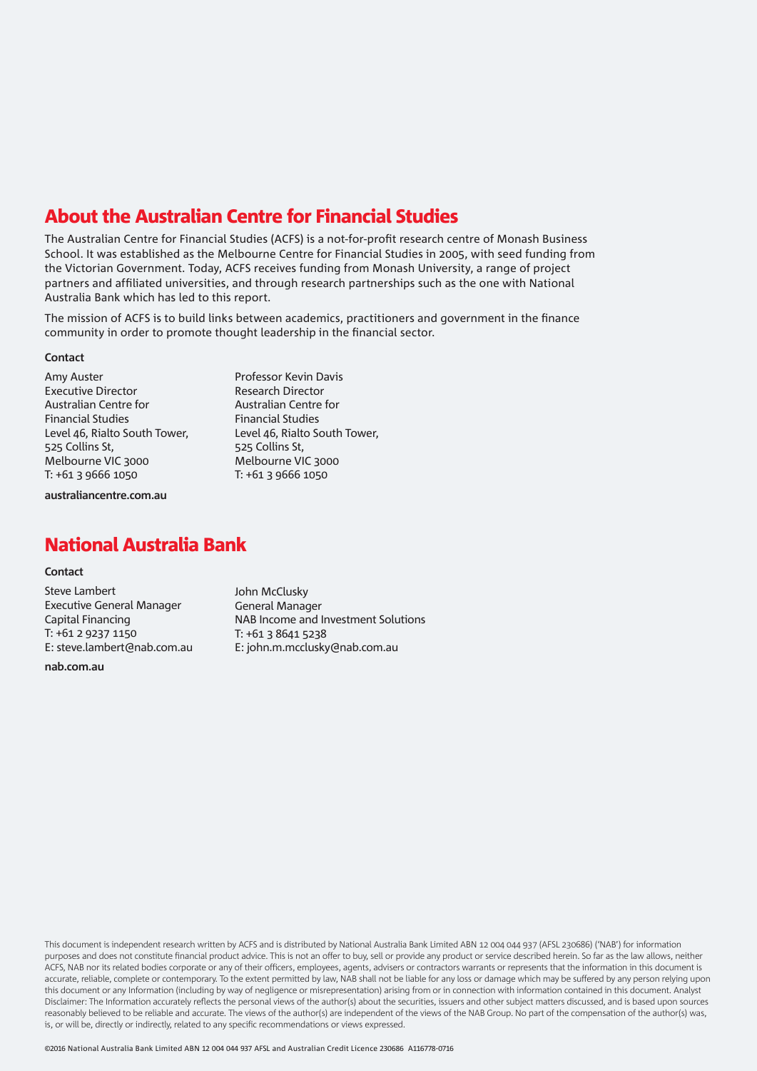## About the Australian Centre for Financial Studies

The Australian Centre for Financial Studies (ACFS) is a not-for-profit research centre of Monash Business School. It was established as the Melbourne Centre for Financial Studies in 2005, with seed funding from the Victorian Government. Today, ACFS receives funding from Monash University, a range of project partners and affiliated universities, and through research partnerships such as the one with National Australia Bank which has led to this report.

The mission of ACFS is to build links between academics, practitioners and government in the finance community in order to promote thought leadership in the financial sector.

**Contact**

Amy Auster
Executive Director
Australian Centre for Financial Studies
Level 46, Rialto South Tower,
525 Collins St,
Melbourne VIC 3000
T: +61 3 9666 1050

Professor Kevin Davis
Research Director
Australian Centre for Financial Studies
Level 46, Rialto South Tower,
525 Collins St,
Melbourne VIC 3000
T: +61 3 9666 1050

**australiancentre.com.au**

## National Australia Bank

**Contact**

Steve Lambert
Executive General Manager
Capital Financing
T: +61 2 9237 1150
E: steve.lambert@nab.com.au

John McClusky
General Manager
NAB Income and Investment Solutions
T: +61 3 8641 5238
E: john.m.mcclusky@nab.com.au

**nab.com.au**

This document is independent research written by ACFS and is distributed by National Australia Bank Limited ABN 12 004 044 937 (AFSL 230686) ('NAB') for information purposes and does not constitute financial product advice. This is not an offer to buy, sell or provide any product or service described herein. So far as the law allows, neither ACFS, NAB nor its related bodies corporate or any of their officers, employees, agents, advisers or contractors warrants or represents that the information in this document is accurate, reliable, complete or contemporary. To the extent permitted by law, NAB shall not be liable for any loss or damage which may be suffered by any person relying upon this document or any Information (including by way of negligence or misrepresentation) arising from or in connection with information contained in this document. Analyst Disclaimer: The Information accurately reflects the personal views of the author(s) about the securities, issuers and other subject matters discussed, and is based upon sources reasonably believed to be reliable and accurate. The views of the author(s) are independent of the views of the NAB Group. No part of the compensation of the author(s) was, is, or will be, directly or indirectly, related to any specific recommendations or views expressed.

©2016 National Australia Bank Limited ABN 12 004 044 937 AFSL and Australian Credit Licence 230686 A116778-0716